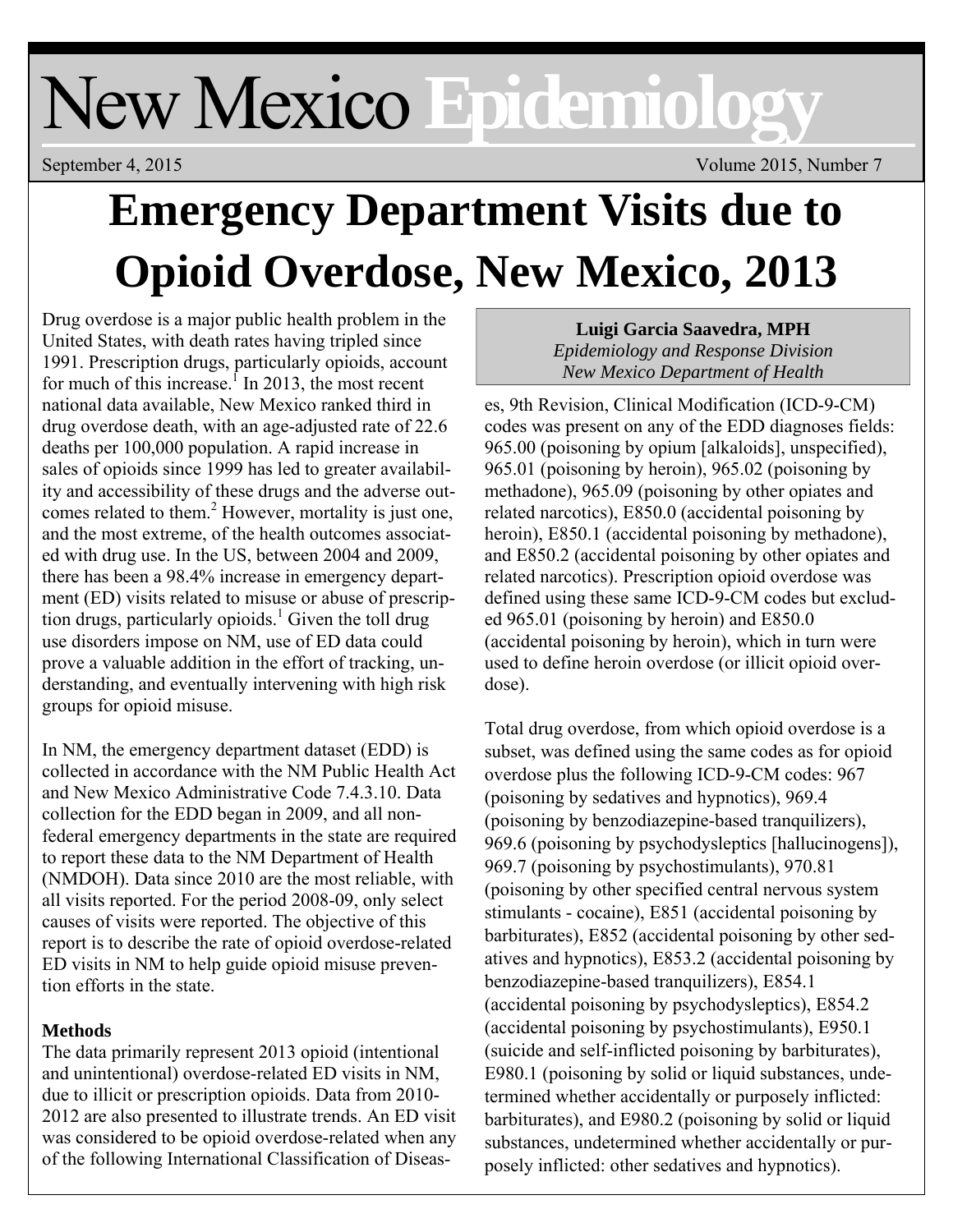# New Mexico Epidemiology

September 4, 2015 Volume 2015, Number 7

# Emergency Department Visits due to Opioid Overdose, New Mexico, 2013

**Luigi Garcia Saavedra, MPH**
*Epidemiology and Response Division*
*New Mexico Department of Health*

Drug overdose is a major public health problem in the United States, with death rates having tripled since 1991. Prescription drugs, particularly opioids, account for much of this increase.[1] In 2013, the most recent national data available, New Mexico ranked third in drug overdose death, with an age-adjusted rate of 22.6 deaths per 100,000 population. A rapid increase in sales of opioids since 1999 has led to greater availability and accessibility of these drugs and the adverse outcomes related to them.[2] However, mortality is just one, and the most extreme, of the health outcomes associated with drug use. In the US, between 2004 and 2009, there has been a 98.4% increase in emergency department (ED) visits related to misuse or abuse of prescription drugs, particularly opioids.[1] Given the toll drug use disorders impose on NM, use of ED data could prove a valuable addition in the effort of tracking, understanding, and eventually intervening with high risk groups for opioid misuse.

In NM, the emergency department dataset (EDD) is collected in accordance with the NM Public Health Act and New Mexico Administrative Code 7.4.3.10. Data collection for the EDD began in 2009, and all non-federal emergency departments in the state are required to report these data to the NM Department of Health (NMDOH). Data since 2010 are the most reliable, with all visits reported. For the period 2008-09, only select causes of visits were reported. The objective of this report is to describe the rate of opioid overdose-related ED visits in NM to help guide opioid misuse prevention efforts in the state.

**Methods**

The data primarily represent 2013 opioid (intentional and unintentional) overdose-related ED visits in NM, due to illicit or prescription opioids. Data from 2010-2012 are also presented to illustrate trends. An ED visit was considered to be opioid overdose-related when any of the following International Classification of Diseases, 9th Revision, Clinical Modification (ICD-9-CM) codes was present on any of the EDD diagnoses fields: 965.00 (poisoning by opium [alkaloids], unspecified), 965.01 (poisoning by heroin), 965.02 (poisoning by methadone), 965.09 (poisoning by other opiates and related narcotics), E850.0 (accidental poisoning by heroin), E850.1 (accidental poisoning by methadone), and E850.2 (accidental poisoning by other opiates and related narcotics). Prescription opioid overdose was defined using these same ICD-9-CM codes but excluded 965.01 (poisoning by heroin) and E850.0 (accidental poisoning by heroin), which in turn were used to define heroin overdose (or illicit opioid overdose).

Total drug overdose, from which opioid overdose is a subset, was defined using the same codes as for opioid overdose plus the following ICD-9-CM codes: 967 (poisoning by sedatives and hypnotics), 969.4 (poisoning by benzodiazepine-based tranquilizers), 969.6 (poisoning by psychodysleptics [hallucinogens]), 969.7 (poisoning by psychostimulants), 970.81 (poisoning by other specified central nervous system stimulants - cocaine), E851 (accidental poisoning by barbiturates), E852 (accidental poisoning by other sedatives and hypnotics), E853.2 (accidental poisoning by benzodiazepine-based tranquilizers), E854.1 (accidental poisoning by psychodysleptics), E854.2 (accidental poisoning by psychostimulants), E950.1 (suicide and self-inflicted poisoning by barbiturates), E980.1 (poisoning by solid or liquid substances, undetermined whether accidentally or purposely inflicted: barbiturates), and E980.2 (poisoning by solid or liquid substances, undetermined whether accidentally or purposely inflicted: other sedatives and hypnotics).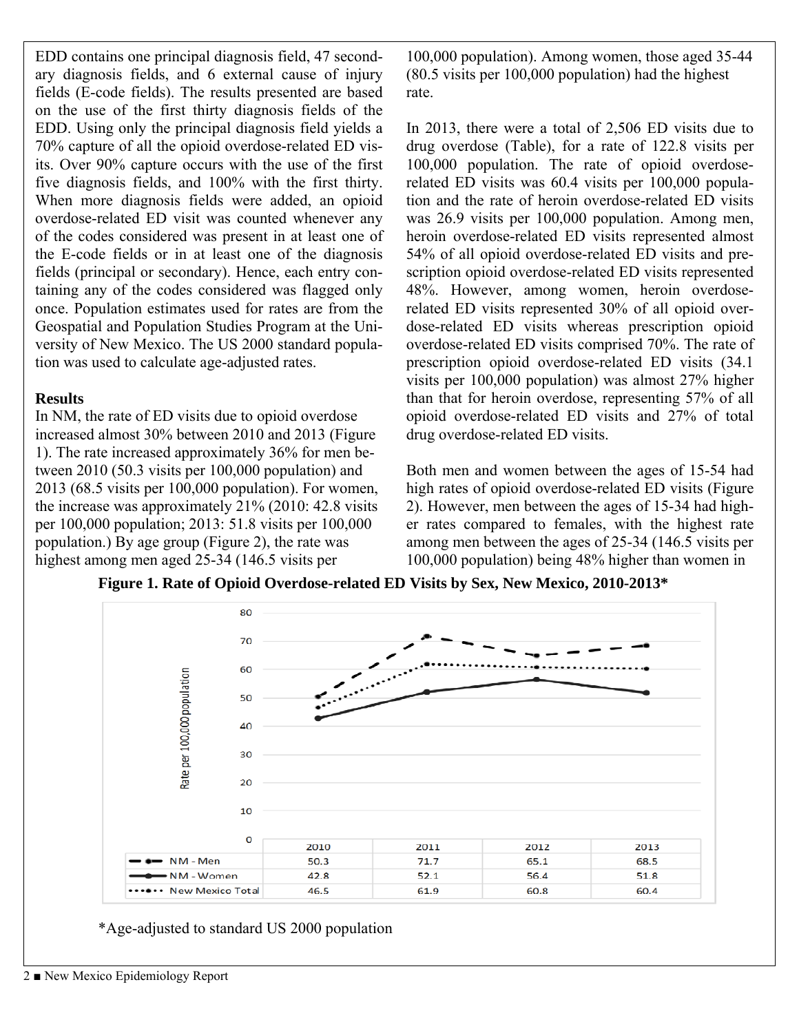EDD contains one principal diagnosis field, 47 secondary diagnosis fields, and 6 external cause of injury fields (E-code fields). The results presented are based on the use of the first thirty diagnosis fields of the EDD. Using only the principal diagnosis field yields a 70% capture of all the opioid overdose-related ED visits. Over 90% capture occurs with the use of the first five diagnosis fields, and 100% with the first thirty. When more diagnosis fields were added, an opioid overdose-related ED visit was counted whenever any of the codes considered was present in at least one of the E-code fields or in at least one of the diagnosis fields (principal or secondary). Hence, each entry containing any of the codes considered was flagged only once. Population estimates used for rates are from the Geospatial and Population Studies Program at the University of New Mexico. The US 2000 standard population was used to calculate age-adjusted rates.

**Results**

In NM, the rate of ED visits due to opioid overdose increased almost 30% between 2010 and 2013 (Figure 1). The rate increased approximately 36% for men between 2010 (50.3 visits per 100,000 population) and 2013 (68.5 visits per 100,000 population). For women, the increase was approximately 21% (2010: 42.8 visits per 100,000 population; 2013: 51.8 visits per 100,000 population.) By age group (Figure 2), the rate was highest among men aged 25-34 (146.5 visits per 100,000 population). Among women, those aged 35-44 (80.5 visits per 100,000 population) had the highest rate.

In 2013, there were a total of 2,506 ED visits due to drug overdose (Table), for a rate of 122.8 visits per 100,000 population. The rate of opioid overdose-related ED visits was 60.4 visits per 100,000 population and the rate of heroin overdose-related ED visits was 26.9 visits per 100,000 population. Among men, heroin overdose-related ED visits represented almost 54% of all opioid overdose-related ED visits and prescription opioid overdose-related ED visits represented 48%. However, among women, heroin overdose-related ED visits represented 30% of all opioid overdose-related ED visits whereas prescription opioid overdose-related ED visits comprised 70%. The rate of prescription opioid overdose-related ED visits (34.1 visits per 100,000 population) was almost 27% higher than that for heroin overdose, representing 57% of all opioid overdose-related ED visits and 27% of total drug overdose-related ED visits.

Both men and women between the ages of 15-54 had high rates of opioid overdose-related ED visits (Figure 2). However, men between the ages of 15-34 had higher rates compared to females, with the highest rate among men between the ages of 25-34 (146.5 visits per 100,000 population) being 48% higher than women in

**Figure 1. Rate of Opioid Overdose-related ED Visits by Sex, New Mexico, 2010-2013***

Rate per 100,000 population

0 10 20 30 40 50 60 70 80

2010 2011 2012 2013

NM - Men 50.3 71.7 65.1 68.5

NM - Women 42.8 52.1 56.4 51.8

New Mexico Total 46.5 61.9 60.8 60.4

*Age-adjusted to standard US 2000 population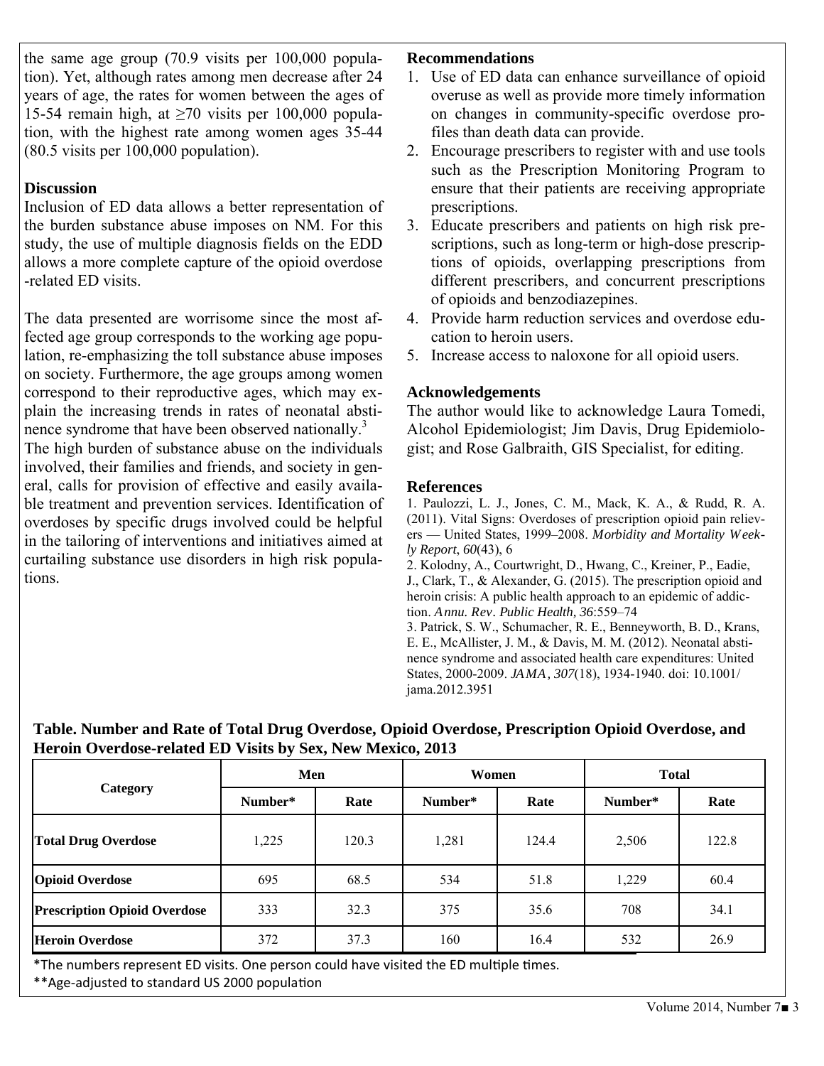the same age group (70.9 visits per 100,000 population). Yet, although rates among men decrease after 24 years of age, the rates for women between the ages of 15-54 remain high, at ≥70 visits per 100,000 population, with the highest rate among women ages 35-44 (80.5 visits per 100,000 population).

**Discussion**

Inclusion of ED data allows a better representation of the burden substance abuse imposes on NM. For this study, the use of multiple diagnosis fields on the EDD allows a more complete capture of the opioid overdose-related ED visits.

The data presented are worrisome since the most affected age group corresponds to the working age population, re-emphasizing the toll substance abuse imposes on society. Furthermore, the age groups among women correspond to their reproductive ages, which may explain the increasing trends in rates of neonatal abstinence syndrome that have been observed nationally.[3]

The high burden of substance abuse on the individuals involved, their families and friends, and society in general, calls for provision of effective and easily available treatment and prevention services. Identification of overdoses by specific drugs involved could be helpful in the tailoring of interventions and initiatives aimed at curtailing substance use disorders in high risk populations.

**Recommendations**

1. Use of ED data can enhance surveillance of opioid overuse as well as provide more timely information on changes in community-specific overdose profiles than death data can provide.
2. Encourage prescribers to register with and use tools such as the Prescription Monitoring Program to ensure that their patients are receiving appropriate prescriptions.
3. Educate prescribers and patients on high risk prescriptions, such as long-term or high-dose prescriptions of opioids, overlapping prescriptions from different prescribers, and concurrent prescriptions of opioids and benzodiazepines.
4. Provide harm reduction services and overdose education to heroin users.
5. Increase access to naloxone for all opioid users.

**Acknowledgements**

The author would like to acknowledge Laura Tomedi, Alcohol Epidemiologist; Jim Davis, Drug Epidemiologist; and Rose Galbraith, GIS Specialist, for editing.

**References**

1. Paulozzi, L. J., Jones, C. M., Mack, K. A., & Rudd, R. A. (2011). Vital Signs: Overdoses of prescription opioid pain relievers — United States, 1999–2008. *Morbidity and Mortality Weekly Report*, *60*(43), 6
2. Kolodny, A., Courtwright, D., Hwang, C., Kreiner, P., Eadie, J., Clark, T., & Alexander, G. (2015). The prescription opioid and heroin crisis: A public health approach to an epidemic of addiction. *Annu. Rev. Public Health, 36*:559–74
3. Patrick, S. W., Schumacher, R. E., Benneyworth, B. D., Krans, E. E., McAllister, J. M., & Davis, M. M. (2012). Neonatal abstinence syndrome and associated health care expenditures: United States, 2000-2009. *JAMA, 307*(18), 1934-1940. doi: 10.1001/jama.2012.3951

**Table. Number and Rate of Total Drug Overdose, Opioid Overdose, Prescription Opioid Overdose, and Heroin Overdose-related ED Visits by Sex, New Mexico, 2013**

| Category | Men | | Women | | Total | |
|---|---|---|---|---|---|---|
| | Number* | Rate | Number* | Rate | Number* | Rate |
| **Total Drug Overdose** | 1,225 | 120.3 | 1,281 | 124.4 | 2,506 | 122.8 |
| **Opioid Overdose** | 695 | 68.5 | 534 | 51.8 | 1,229 | 60.4 |
| **Prescription Opioid Overdose** | 333 | 32.3 | 375 | 35.6 | 708 | 34.1 |
| **Heroin Overdose** | 372 | 37.3 | 160 | 16.4 | 532 | 26.9 |

*The numbers represent ED visits. One person could have visited the ED multiple times.

**Age-adjusted to standard US 2000 population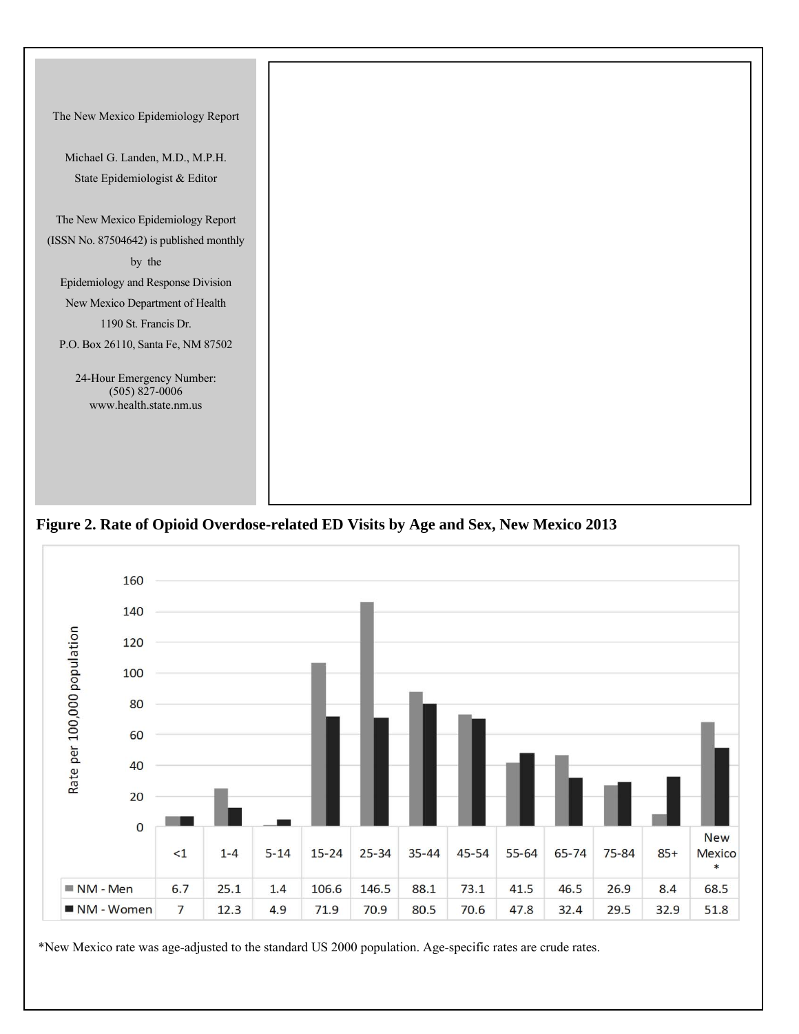The New Mexico Epidemiology Report

Michael G. Landen, M.D., M.P.H.
State Epidemiologist & Editor

The New Mexico Epidemiology Report (ISSN No. 87504642) is published monthly by the
Epidemiology and Response Division
New Mexico Department of Health
1190 St. Francis Dr.
P.O. Box 26110, Santa Fe, NM 87502

24-Hour Emergency Number:
(505) 827-0006
www.health.state.nm.us

**Figure 2. Rate of Opioid Overdose-related ED Visits by Age and Sex, New Mexico 2013**

Rate per 100,000 population

160
140
120
100
80
60
40
20
0

<1 1-4 5-14 15-24 25-34 35-44 45-54 55-64 65-74 75-84 85+ New Mexico *

NM - Men 6.7 25.1 1.4 106.6 146.5 88.1 73.1 41.5 46.5 26.9 8.4 68.5

NM - Women 7 12.3 4.9 71.9 70.9 80.5 70.6 47.8 32.4 29.5 32.9 51.8

*New Mexico rate was age-adjusted to the standard US 2000 population. Age-specific rates are crude rates.